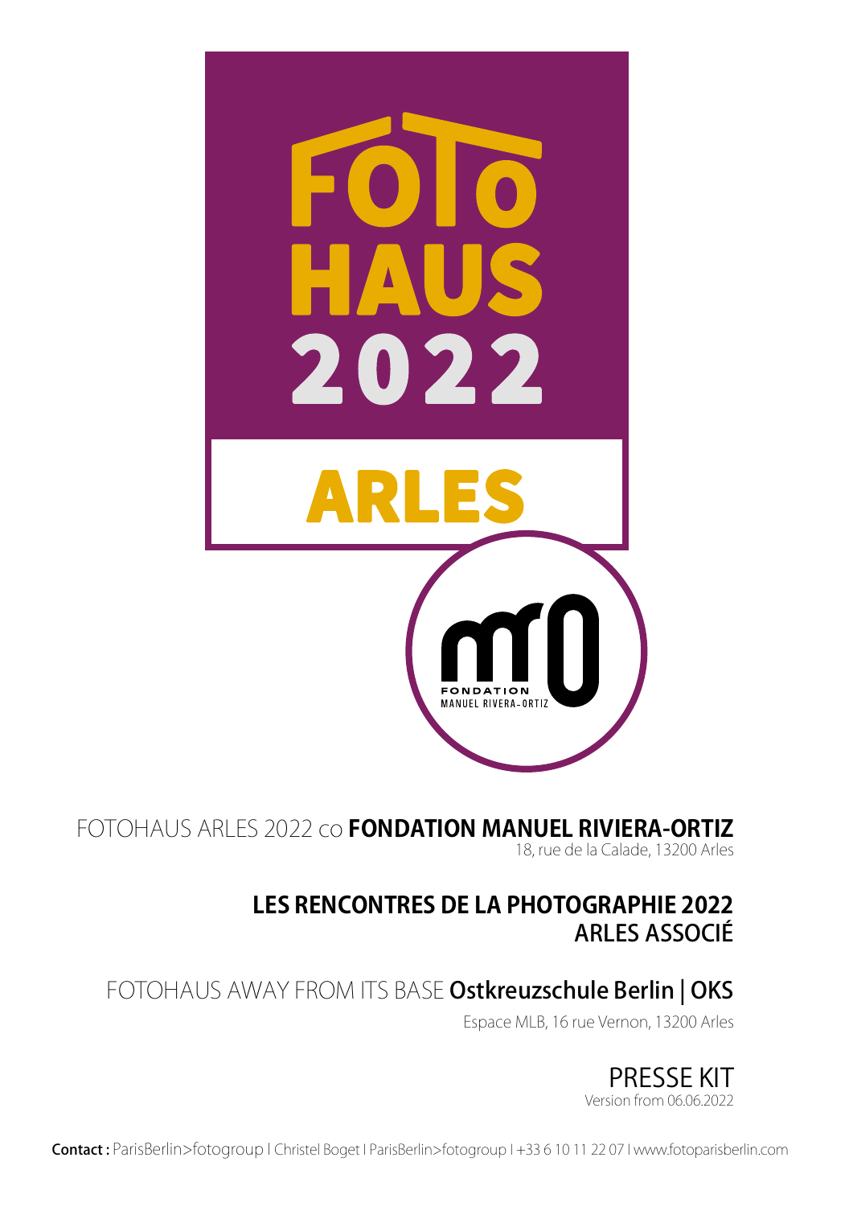# FOTO HAUS 2022

# ARLES

FONDATION MANUEL RIVERA-ORTIZ

FOTOHAUS ARLES 2022 co **FONDATION MANUEL RIVIERA-ORTIZ**
18, rue de la Calade, 13200 Arles

**LES RENCONTRES DE LA PHOTOGRAPHIE 2022**
ARLES ASSOCIÉ

FOTOHAUS AWAY FROM ITS BASE **Ostkreuzschule Berlin | OKS**
Espace MLB, 16 rue Vernon, 13200 Arles

PRESSE KIT
Version from 06.06.2022

**Contact :** ParisBerlin>fotogroup I Christel Boget I ParisBerlin>fotogroup I +33 6 10 11 22 07 I www.fotoparisberlin.com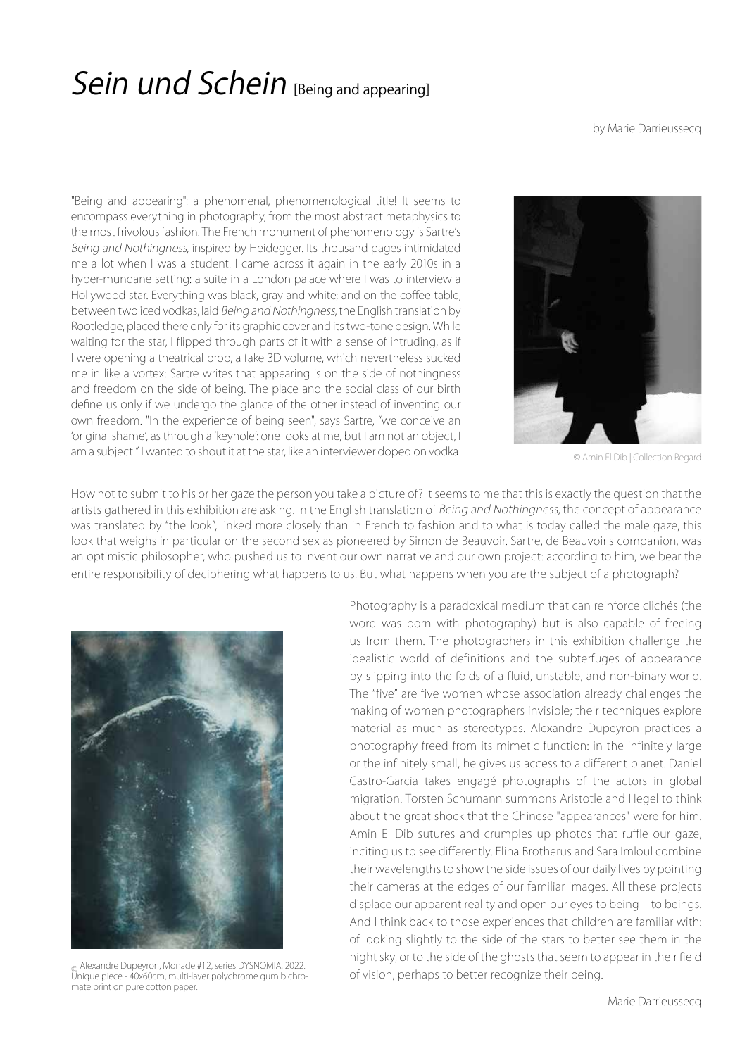# *Sein und Schein* [Being and appearing]

by Marie Darrieussecq

"Being and appearing": a phenomenal, phenomenological title! It seems to encompass everything in photography, from the most abstract metaphysics to the most frivolous fashion. The French monument of phenomenology is Sartre's *Being and Nothingness*, inspired by Heidegger. Its thousand pages intimidated me a lot when I was a student. I came across it again in the early 2010s in a hyper-mundane setting: a suite in a London palace where I was to interview a Hollywood star. Everything was black, gray and white; and on the coffee table, between two iced vodkas, laid *Being and Nothingness*, the English translation by Rootledge, placed there only for its graphic cover and its two-tone design. While waiting for the star, I flipped through parts of it with a sense of intruding, as if I were opening a theatrical prop, a fake 3D volume, which nevertheless sucked me in like a vortex: Sartre writes that appearing is on the side of nothingness and freedom on the side of being. The place and the social class of our birth define us only if we undergo the glance of the other instead of inventing our own freedom. "In the experience of being seen", says Sartre, "we conceive an 'original shame', as through a 'keyhole': one looks at me, but I am not an object, I am a subject!" I wanted to shout it at the star, like an interviewer doped on vodka.

© Amin El Dib | Collection Regard

How not to submit to his or her gaze the person you take a picture of? It seems to me that this is exactly the question that the artists gathered in this exhibition are asking. In the English translation of *Being and Nothingness*, the concept of appearance was translated by "the look", linked more closely than in French to fashion and to what is today called the male gaze, this look that weighs in particular on the second sex as pioneered by Simon de Beauvoir. Sartre, de Beauvoir's companion, was an optimistic philosopher, who pushed us to invent our own narrative and our own project: according to him, we bear the entire responsibility of deciphering what happens to us. But what happens when you are the subject of a photograph?

© Alexandre Dupeyron, Monade #12, series DYSNOMIA, 2022. Unique piece - 40x60cm, multi-layer polychrome gum bichromate print on pure cotton paper.

Photography is a paradoxical medium that can reinforce clichés (the word was born with photography) but is also capable of freeing us from them. The photographers in this exhibition challenge the idealistic world of definitions and the subterfuges of appearance by slipping into the folds of a fluid, unstable, and non-binary world. The "five" are five women whose association already challenges the making of women photographers invisible; their techniques explore material as much as stereotypes. Alexandre Dupeyron practices a photography freed from its mimetic function: in the infinitely large or the infinitely small, he gives us access to a different planet. Daniel Castro-Garcia takes engagé photographs of the actors in global migration. Torsten Schumann summons Aristotle and Hegel to think about the great shock that the Chinese "appearances" were for him. Amin El Dib sutures and crumples up photos that ruffle our gaze, inciting us to see differently. Elina Brotherus and Sara Imloul combine their wavelengths to show the side issues of our daily lives by pointing their cameras at the edges of our familiar images. All these projects displace our apparent reality and open our eyes to being – to beings. And I think back to those experiences that children are familiar with: of looking slightly to the side of the stars to better see them in the night sky, or to the side of the ghosts that seem to appear in their field of vision, perhaps to better recognize their being.

Marie Darrieussecq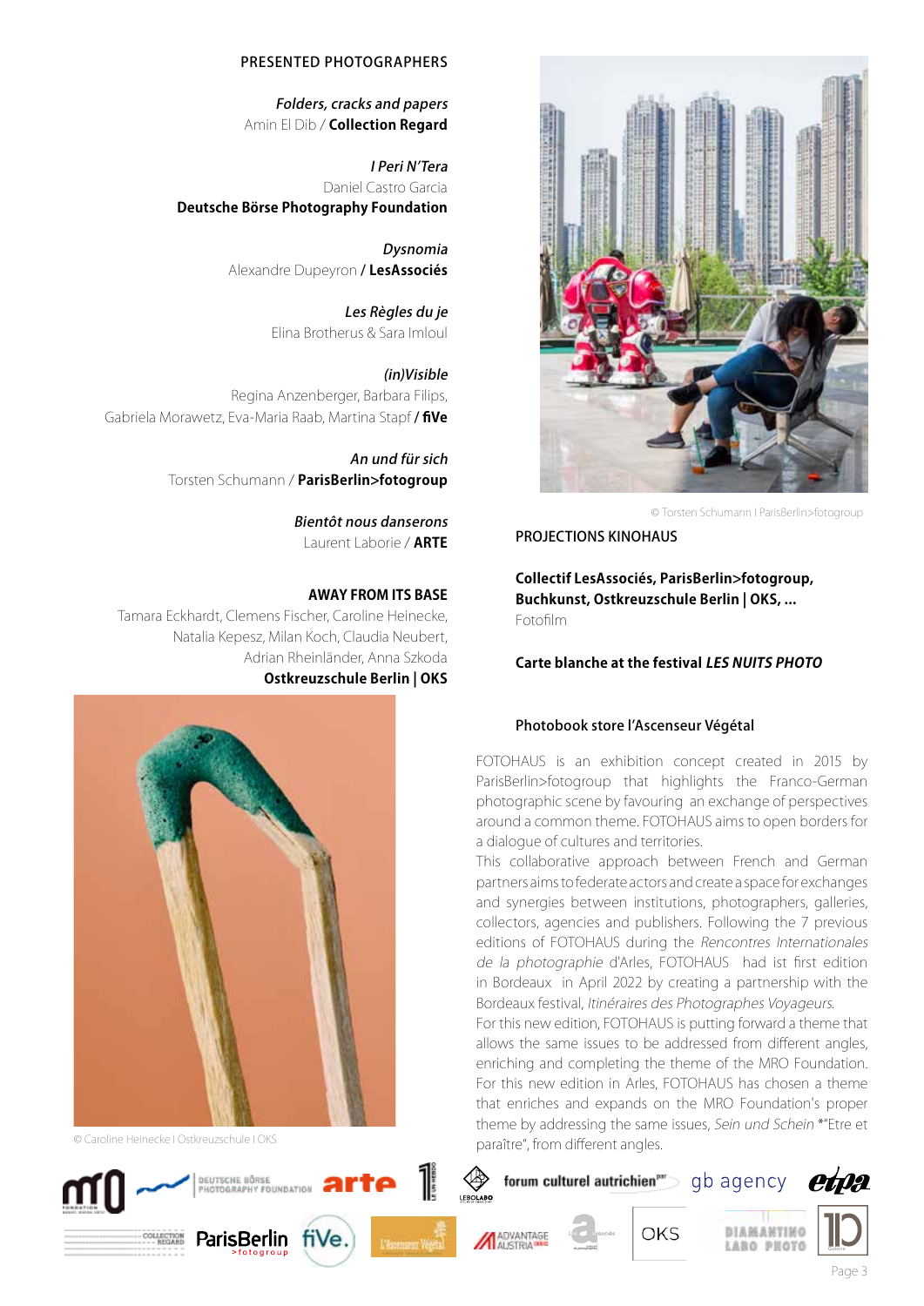## PRESENTED PHOTOGRAPHERS

*Folders, cracks and papers*
Amin El Dib / **Collection Regard**

*I Peri N'Tera*
Daniel Castro Garcia
**Deutsche Börse Photography Foundation**

*Dysnomia*
Alexandre Dupeyron **/ LesAssociés**

*Les Règles du je*
Elina Brotherus & Sara Imloul

*(in)Visible*
Regina Anzenberger, Barbara Filips,
Gabriela Morawetz, Eva-Maria Raab, Martina Stapf **/ fiVe**

*An und für sich*
Torsten Schumann / **ParisBerlin>fotogroup**

*Bientôt nous danserons*
Laurent Laborie / **ARTE**

**AWAY FROM ITS BASE**
Tamara Eckhardt, Clemens Fischer, Caroline Heinecke,
Natalia Kepesz, Milan Koch, Claudia Neubert,
Adrian Rheinländer, Anna Szkoda
**Ostkreuzschule Berlin | OKS**

© Caroline Heinecke I Ostkreuzschule I OKS

© Torsten Schumann I ParisBerlin>fotogroup

## PROJECTIONS KINOHAUS

**Collectif LesAssociés, ParisBerlin>fotogroup, Buchkunst, Ostkreuzschule Berlin | OKS, ...**
Fotofilm

**Carte blanche at the festival *LES NUITS PHOTO***

**Photobook store l'Ascenseur Végétal**

FOTOHAUS is an exhibition concept created in 2015 by ParisBerlin>fotogroup that highlights the Franco-German photographic scene by favouring an exchange of perspectives around a common theme. FOTOHAUS aims to open borders for a dialogue of cultures and territories.
This collaborative approach between French and German partners aims to federate actors and create a space for exchanges and synergies between institutions, photographers, galleries, collectors, agencies and publishers. Following the 7 previous editions of FOTOHAUS during the *Rencontres Internationales de la photographie* d'Arles, FOTOHAUS had ist first edition in Bordeaux in April 2022 by creating a partnership with the Bordeaux festival, *Itinéraires des Photographes Voyageurs*.
For this new edition, FOTOHAUS is putting forward a theme that allows the same issues to be addressed from different angles, enriching and completing the theme of the MRO Foundation. For this new edition in Arles, FOTOHAUS has chosen a theme that enriches and expands on the MRO Foundation's proper theme by addressing the same issues, *Sein und Schein* *"Etre et paraître", from different angles.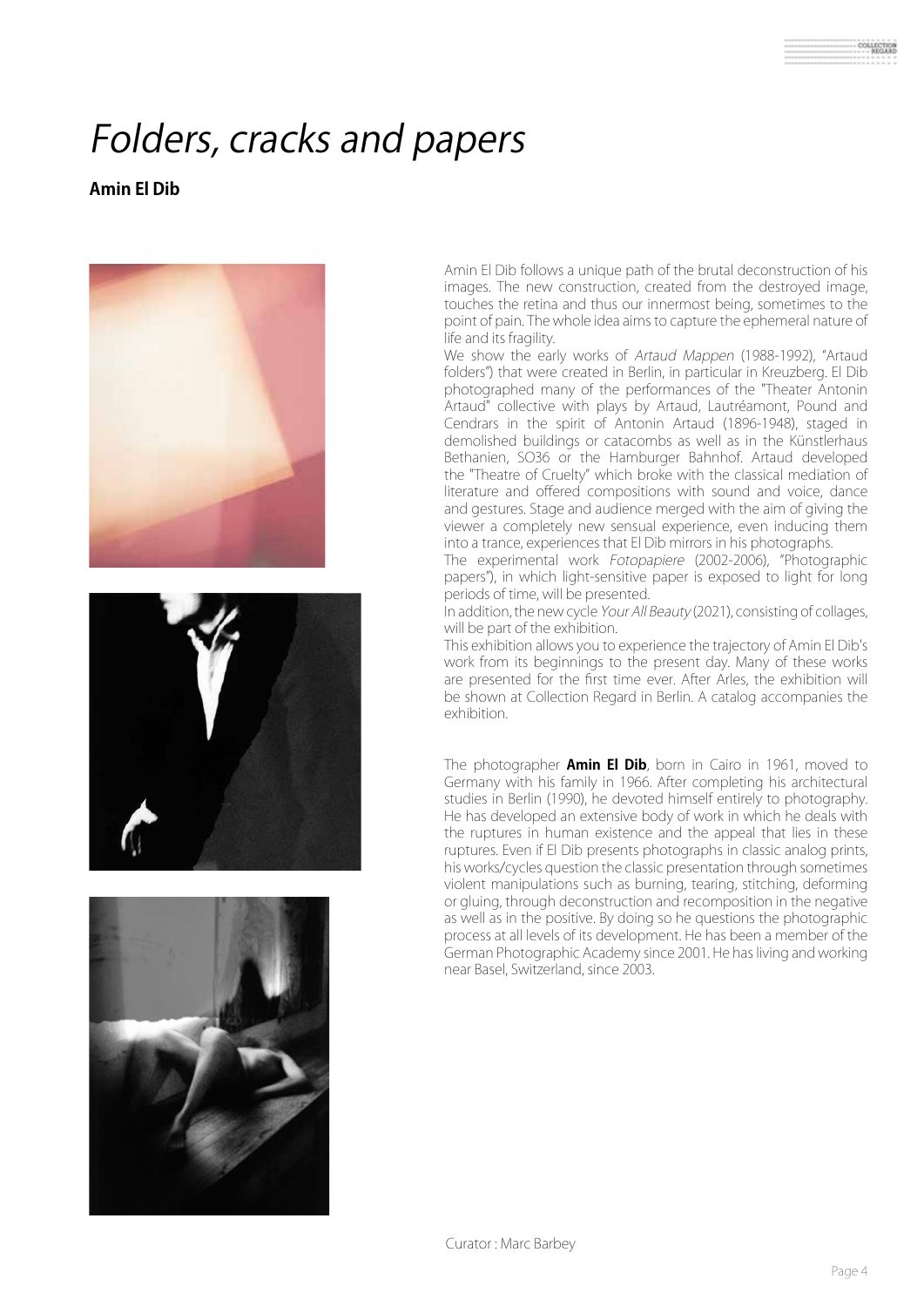# *Folders, cracks and papers*

**Amin El Dib**

Amin El Dib follows a unique path of the brutal deconstruction of his images. The new construction, created from the destroyed image, touches the retina and thus our innermost being, sometimes to the point of pain. The whole idea aims to capture the ephemeral nature of life and its fragility.

We show the early works of *Artaud Mappen* (1988-1992), "Artaud folders") that were created in Berlin, in particular in Kreuzberg. El Dib photographed many of the performances of the "Theater Antonin Artaud" collective with plays by Artaud, Lautréamont, Pound and Cendrars in the spirit of Antonin Artaud (1896-1948), staged in demolished buildings or catacombs as well as in the Künstlerhaus Bethanien, SO36 or the Hamburger Bahnhof. Artaud developed the "Theatre of Cruelty" which broke with the classical mediation of literature and offered compositions with sound and voice, dance and gestures. Stage and audience merged with the aim of giving the viewer a completely new sensual experience, even inducing them into a trance, experiences that El Dib mirrors in his photographs.

The experimental work *Fotopapiere* (2002-2006), "Photographic papers"), in which light-sensitive paper is exposed to light for long periods of time, will be presented.

In addition, the new cycle *Your All Beauty* (2021), consisting of collages, will be part of the exhibition.

This exhibition allows you to experience the trajectory of Amin El Dib's work from its beginnings to the present day. Many of these works are presented for the first time ever. After Arles, the exhibition will be shown at Collection Regard in Berlin. A catalog accompanies the exhibition.

The photographer **Amin El Dib**, born in Cairo in 1961, moved to Germany with his family in 1966. After completing his architectural studies in Berlin (1990), he devoted himself entirely to photography. He has developed an extensive body of work in which he deals with the ruptures in human existence and the appeal that lies in these ruptures. Even if El Dib presents photographs in classic analog prints, his works/cycles question the classic presentation through sometimes violent manipulations such as burning, tearing, stitching, deforming or gluing, through deconstruction and recomposition in the negative as well as in the positive. By doing so he questions the photographic process at all levels of its development. He has been a member of the German Photographic Academy since 2001. He has living and working near Basel, Switzerland, since 2003.

Curator : Marc Barbey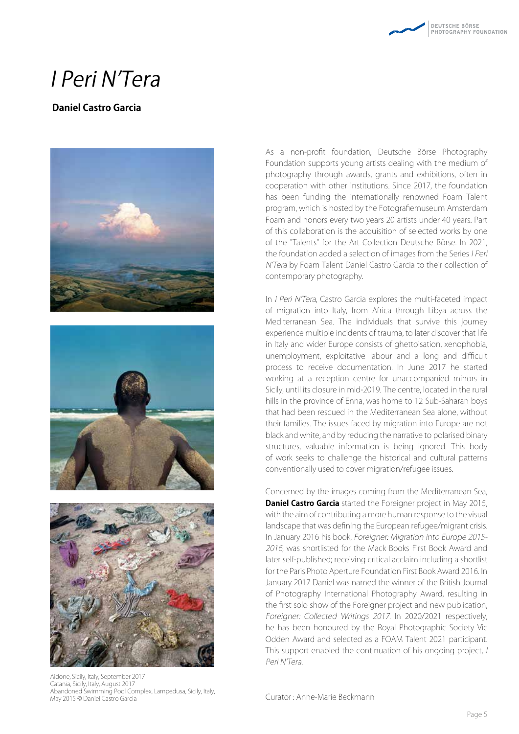# *I Peri N'Tera*

**Daniel Castro Garcia**

Aidone, Sicily, Italy, September 2017
Catania, Sicily, Italy, August 2017
Abandoned Swimming Pool Complex, Lampedusa, Sicily, Italy, May 2015 © Daniel Castro Garcia

As a non-profit foundation, Deutsche Börse Photography Foundation supports young artists dealing with the medium of photography through awards, grants and exhibitions, often in cooperation with other institutions. Since 2017, the foundation has been funding the internationally renowned Foam Talent program, which is hosted by the Fotografiemuseum Amsterdam Foam and honors every two years 20 artists under 40 years. Part of this collaboration is the acquisition of selected works by one of the "Talents" for the Art Collection Deutsche Börse. In 2021, the foundation added a selection of images from the Series *I Peri N'Tera* by Foam Talent Daniel Castro Garcia to their collection of contemporary photography.

In *I Peri N'Tera*, Castro Garcia explores the multi-faceted impact of migration into Italy, from Africa through Libya across the Mediterranean Sea. The individuals that survive this journey experience multiple incidents of trauma, to later discover that life in Italy and wider Europe consists of ghettoisation, xenophobia, unemployment, exploitative labour and a long and difficult process to receive documentation. In June 2017 he started working at a reception centre for unaccompanied minors in Sicily, until its closure in mid-2019. The centre, located in the rural hills in the province of Enna, was home to 12 Sub-Saharan boys that had been rescued in the Mediterranean Sea alone, without their families. The issues faced by migration into Europe are not black and white, and by reducing the narrative to polarised binary structures, valuable information is being ignored. This body of work seeks to challenge the historical and cultural patterns conventionally used to cover migration/refugee issues.

Concerned by the images coming from the Mediterranean Sea, **Daniel Castro Garcia** started the Foreigner project in May 2015, with the aim of contributing a more human response to the visual landscape that was defining the European refugee/migrant crisis. In January 2016 his book, *Foreigner: Migration into Europe 2015-2016*, was shortlisted for the Mack Books First Book Award and later self-published; receiving critical acclaim including a shortlist for the Paris Photo Aperture Foundation First Book Award 2016. In January 2017 Daniel was named the winner of the British Journal of Photography International Photography Award, resulting in the first solo show of the Foreigner project and new publication, *Foreigner: Collected Writings 2017*. In 2020/2021 respectively, he has been honoured by the Royal Photographic Society Vic Odden Award and selected as a FOAM Talent 2021 participant. This support enabled the continuation of his ongoing project, *I Peri N'Tera*.

Curator : Anne-Marie Beckmann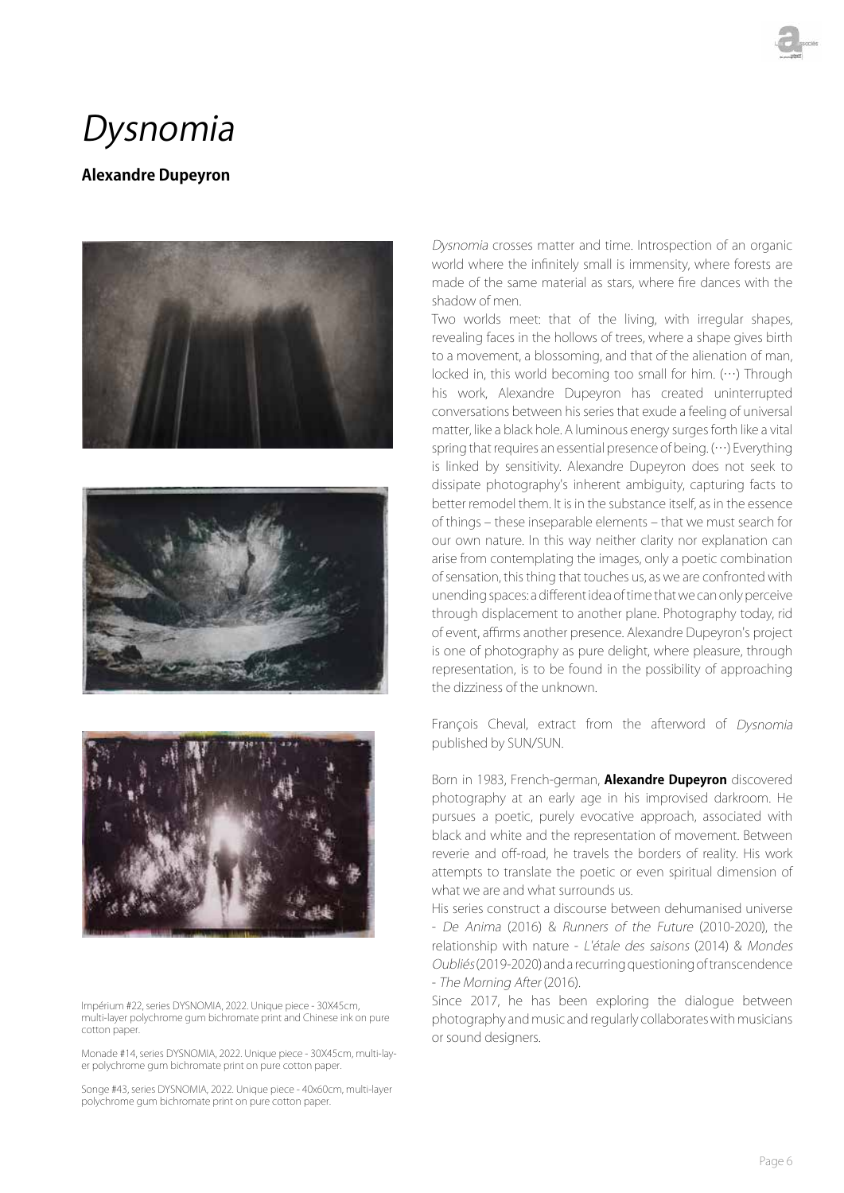# *Dysnomia*

**Alexandre Dupeyron**

*Dysnomia* crosses matter and time. Introspection of an organic world where the infinitely small is immensity, where forests are made of the same material as stars, where fire dances with the shadow of men.

Two worlds meet: that of the living, with irregular shapes, revealing faces in the hollows of trees, where a shape gives birth to a movement, a blossoming, and that of the alienation of man, locked in, this world becoming too small for him. (…) Through his work, Alexandre Dupeyron has created uninterrupted conversations between his series that exude a feeling of universal matter, like a black hole. A luminous energy surges forth like a vital spring that requires an essential presence of being. (…) Everything is linked by sensitivity. Alexandre Dupeyron does not seek to dissipate photography's inherent ambiguity, capturing facts to better remodel them. It is in the substance itself, as in the essence of things – these inseparable elements – that we must search for our own nature. In this way neither clarity nor explanation can arise from contemplating the images, only a poetic combination of sensation, this thing that touches us, as we are confronted with unending spaces: a different idea of time that we can only perceive through displacement to another plane. Photography today, rid of event, affirms another presence. Alexandre Dupeyron's project is one of photography as pure delight, where pleasure, through representation, is to be found in the possibility of approaching the dizziness of the unknown.

François Cheval, extract from the afterword of *Dysnomia* published by SUN/SUN.

Born in 1983, French-german, **Alexandre Dupeyron** discovered photography at an early age in his improvised darkroom. He pursues a poetic, purely evocative approach, associated with black and white and the representation of movement. Between reverie and off-road, he travels the borders of reality. His work attempts to translate the poetic or even spiritual dimension of what we are and what surrounds us.

His series construct a discourse between dehumanised universe - *De Anima* (2016) & *Runners of the Future* (2010-2020), the relationship with nature - *L'étale des saisons* (2014) & *Mondes Oubliés* (2019-2020) and a recurring questioning of transcendence - *The Morning After* (2016).

Since 2017, he has been exploring the dialogue between photography and music and regularly collaborates with musicians or sound designers.

Impérium #22, series DYSNOMIA, 2022. Unique piece - 30X45cm, multi-layer polychrome gum bichromate print and Chinese ink on pure cotton paper.

Monade #14, series DYSNOMIA, 2022. Unique piece - 30X45cm, multi-layer polychrome gum bichromate print on pure cotton paper.

Songe #43, series DYSNOMIA, 2022. Unique piece - 40x60cm, multi-layer polychrome gum bichromate print on pure cotton paper.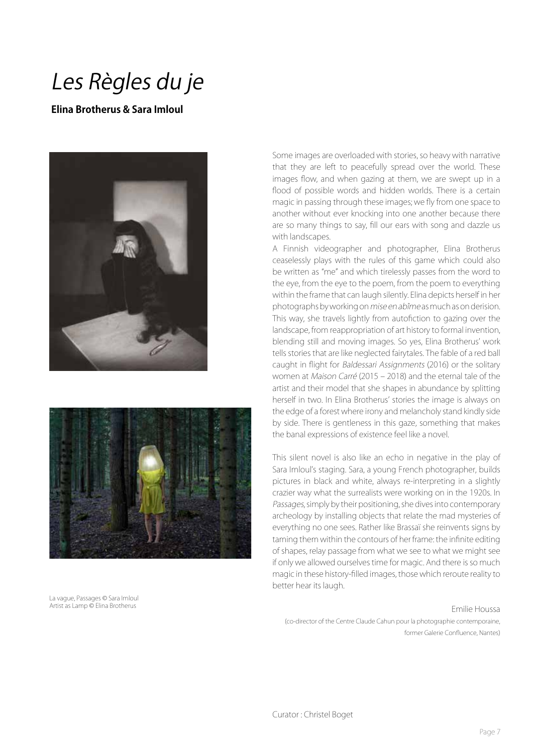# *Les Règles du je*

**Elina Brotherus & Sara Imloul**

La vague, Passages © Sara Imloul
Artist as Lamp © Elina Brotherus

Some images are overloaded with stories, so heavy with narrative that they are left to peacefully spread over the world. These images flow, and when gazing at them, we are swept up in a flood of possible words and hidden worlds. There is a certain magic in passing through these images; we fly from one space to another without ever knocking into one another because there are so many things to say, fill our ears with song and dazzle us with landscapes.

A Finnish videographer and photographer, Elina Brotherus ceaselessly plays with the rules of this game which could also be written as "me" and which tirelessly passes from the word to the eye, from the eye to the poem, from the poem to everything within the frame that can laugh silently. Elina depicts herself in her photographs by working on *mise en abîme* as much as on derision. This way, she travels lightly from autofiction to gazing over the landscape, from reappropriation of art history to formal invention, blending still and moving images. So yes, Elina Brotherus' work tells stories that are like neglected fairytales. The fable of a red ball caught in flight for *Baldessari Assignments* (2016) or the solitary women at *Maison Carré* (2015 – 2018) and the eternal tale of the artist and their model that she shapes in abundance by splitting herself in two. In Elina Brotherus' stories the image is always on the edge of a forest where irony and melancholy stand kindly side by side. There is gentleness in this gaze, something that makes the banal expressions of existence feel like a novel.

This silent novel is also like an echo in negative in the play of Sara Imloul's staging. Sara, a young French photographer, builds pictures in black and white, always re-interpreting in a slightly crazier way what the surrealists were working on in the 1920s. In *Passages*, simply by their positioning, she dives into contemporary archeology by installing objects that relate the mad mysteries of everything no one sees. Rather like Brassaï she reinvents signs by taming them within the contours of her frame: the infinite editing of shapes, relay passage from what we see to what we might see if only we allowed ourselves time for magic. And there is so much magic in these history-filled images, those which reroute reality to better hear its laugh.

Emilie Houssa
(co-director of the Centre Claude Cahun pour la photographie contemporaine, former Galerie Confluence, Nantes)

Curator : Christel Boget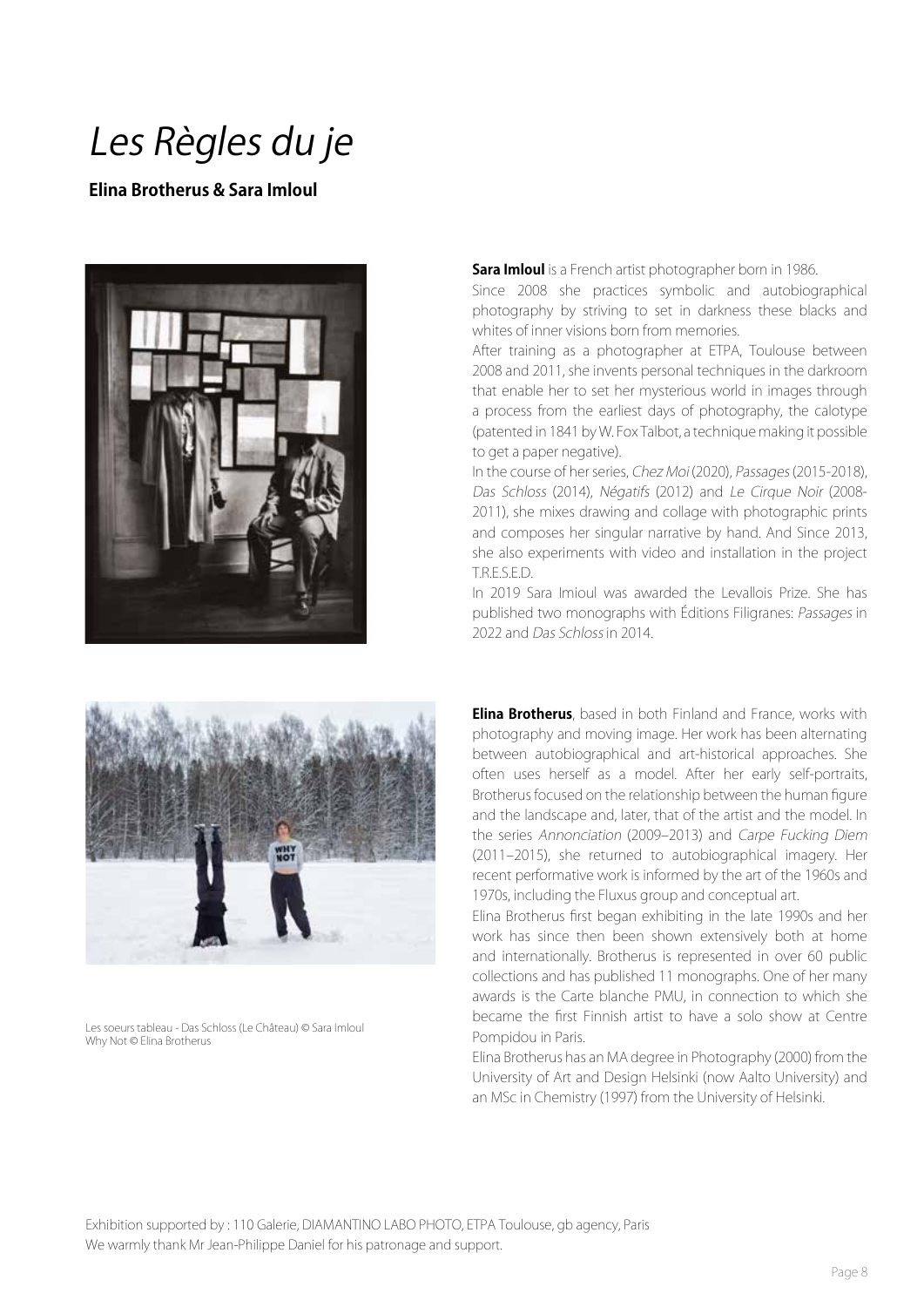# *Les Règles du je*

**Elina Brotherus & Sara Imloul**

**Sara Imloul** is a French artist photographer born in 1986.

Since 2008 she practices symbolic and autobiographical photography by striving to set in darkness these blacks and whites of inner visions born from memories.

After training as a photographer at ETPA, Toulouse between 2008 and 2011, she invents personal techniques in the darkroom that enable her to set her mysterious world in images through a process from the earliest days of photography, the calotype (patented in 1841 by W. Fox Talbot, a technique making it possible to get a paper negative).

In the course of her series, *Chez Moi* (2020), *Passages* (2015-2018), *Das Schloss* (2014), *Négatifs* (2012) and *Le Cirque Noir* (2008-2011), she mixes drawing and collage with photographic prints and composes her singular narrative by hand. And Since 2013, she also experiments with video and installation in the project T.R.E.S.E.D.

In 2019 Sara Imioul was awarded the Levallois Prize. She has published two monographs with Éditions Filigranes: *Passages* in 2022 and *Das Schloss* in 2014.

**Elina Brotherus**, based in both Finland and France, works with photography and moving image. Her work has been alternating between autobiographical and art-historical approaches. She often uses herself as a model. After her early self-portraits, Brotherus focused on the relationship between the human figure and the landscape and, later, that of the artist and the model. In the series *Annonciation* (2009–2013) and *Carpe Fucking Diem* (2011–2015), she returned to autobiographical imagery. Her recent performative work is informed by the art of the 1960s and 1970s, including the Fluxus group and conceptual art.

Elina Brotherus first began exhibiting in the late 1990s and her work has since then been shown extensively both at home and internationally. Brotherus is represented in over 60 public collections and has published 11 monographs. One of her many awards is the Carte blanche PMU, in connection to which she became the first Finnish artist to have a solo show at Centre Pompidou in Paris.

Elina Brotherus has an MA degree in Photography (2000) from the University of Art and Design Helsinki (now Aalto University) and an MSc in Chemistry (1997) from the University of Helsinki.

Les soeurs tableau - Das Schloss (Le Château) © Sara Imloul
Why Not © Elina Brotherus

Exhibition supported by : 110 Galerie, DIAMANTINO LABO PHOTO, ETPA Toulouse, gb agency, Paris
We warmly thank Mr Jean-Philippe Daniel for his patronage and support.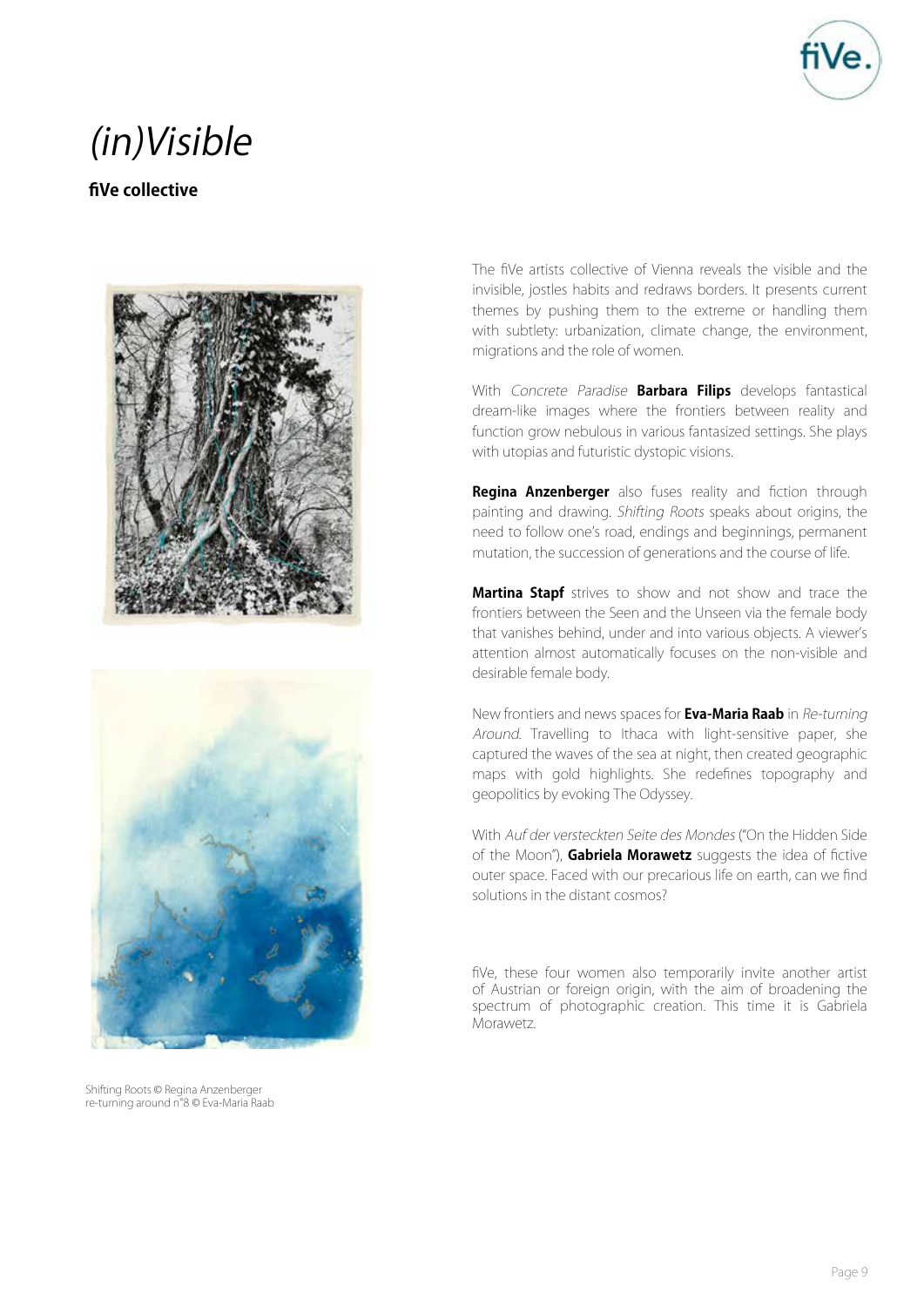# *(in)Visible*

**fiVe collective**

The fiVe artists collective of Vienna reveals the visible and the invisible, jostles habits and redraws borders. It presents current themes by pushing them to the extreme or handling them with subtlety: urbanization, climate change, the environment, migrations and the role of women.

With *Concrete Paradise* **Barbara Filips** develops fantastical dream-like images where the frontiers between reality and function grow nebulous in various fantasized settings. She plays with utopias and futuristic dystopic visions.

**Regina Anzenberger** also fuses reality and fiction through painting and drawing. *Shifting Roots* speaks about origins, the need to follow one's road, endings and beginnings, permanent mutation, the succession of generations and the course of life.

**Martina Stapf** strives to show and not show and trace the frontiers between the Seen and the Unseen via the female body that vanishes behind, under and into various objects. A viewer's attention almost automatically focuses on the non-visible and desirable female body.

New frontiers and news spaces for **Eva-Maria Raab** in *Re-turning Around*. Travelling to Ithaca with light-sensitive paper, she captured the waves of the sea at night, then created geographic maps with gold highlights. She redefines topography and geopolitics by evoking The Odyssey.

With *Auf der versteckten Seite des Mondes* ("On the Hidden Side of the Moon"), **Gabriela Morawetz** suggests the idea of fictive outer space. Faced with our precarious life on earth, can we find solutions in the distant cosmos?

fiVe, these four women also temporarily invite another artist of Austrian or foreign origin, with the aim of broadening the spectrum of photographic creation. This time it is Gabriela Morawetz.

Shifting Roots © Regina Anzenberger
re-turning around n°8 © Eva-Maria Raab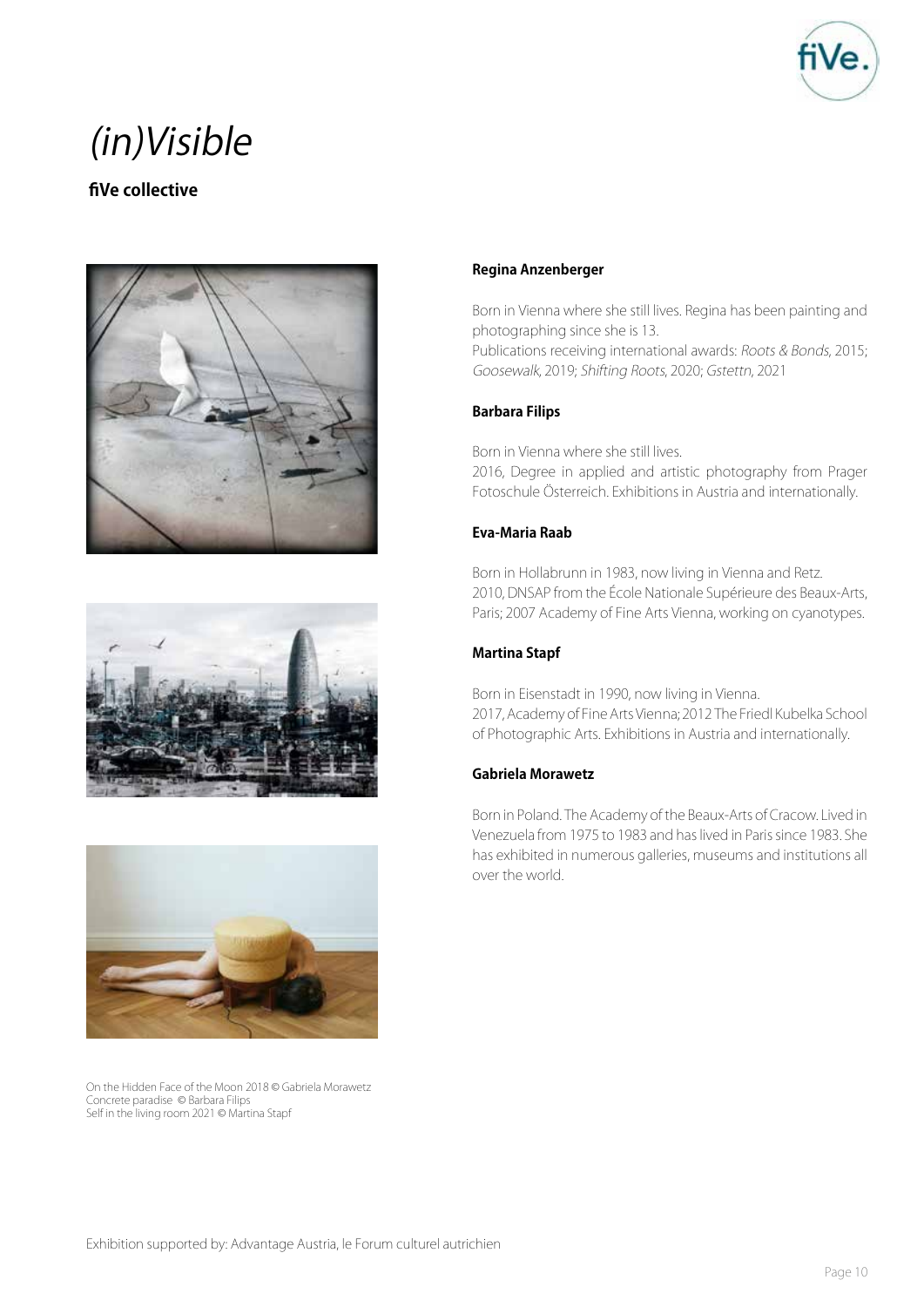# *(in)Visible*

**fiVe collective**

On the Hidden Face of the Moon 2018 © Gabriela Morawetz
Concrete paradise © Barbara Filips
Self in the living room 2021 © Martina Stapf

**Regina Anzenberger**

Born in Vienna where she still lives. Regina has been painting and photographing since she is 13.
Publications receiving international awards: *Roots & Bonds*, 2015; *Goosewalk*, 2019; *Shifting Roots*, 2020; *Gstettn*, 2021

**Barbara Filips**

Born in Vienna where she still lives.
2016, Degree in applied and artistic photography from Prager Fotoschule Österreich. Exhibitions in Austria and internationally.

**Eva-Maria Raab**

Born in Hollabrunn in 1983, now living in Vienna and Retz.
2010, DNSAP from the École Nationale Supérieure des Beaux-Arts, Paris; 2007 Academy of Fine Arts Vienna, working on cyanotypes.

**Martina Stapf**

Born in Eisenstadt in 1990, now living in Vienna.
2017, Academy of Fine Arts Vienna; 2012 The Friedl Kubelka School of Photographic Arts. Exhibitions in Austria and internationally.

**Gabriela Morawetz**

Born in Poland. The Academy of the Beaux-Arts of Cracow. Lived in Venezuela from 1975 to 1983 and has lived in Paris since 1983. She has exhibited in numerous galleries, museums and institutions all over the world.

Exhibition supported by: Advantage Austria, le Forum culturel autrichien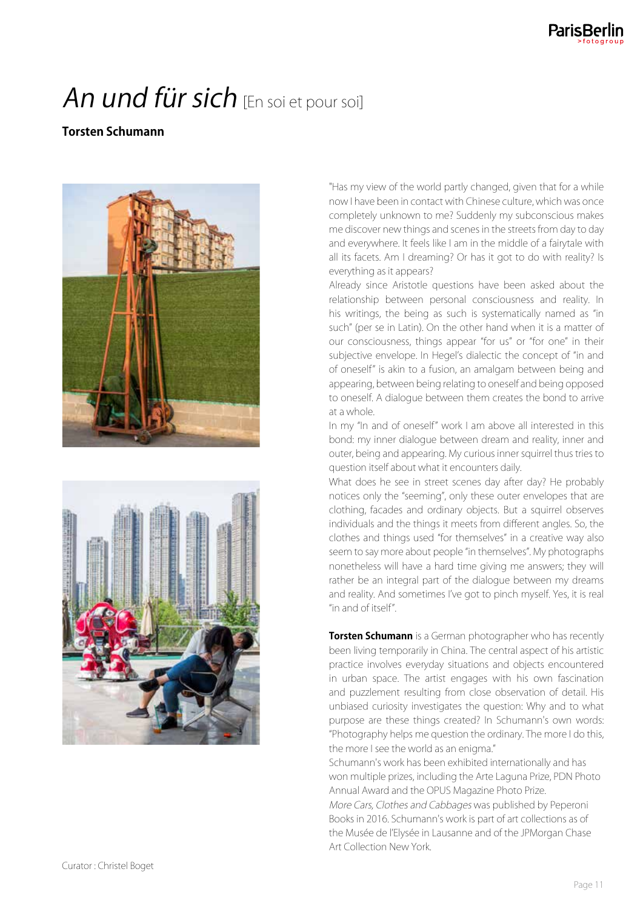# *An und für sich* [En soi et pour soi]

**Torsten Schumann**

"Has my view of the world partly changed, given that for a while now I have been in contact with Chinese culture, which was once completely unknown to me? Suddenly my subconscious makes me discover new things and scenes in the streets from day to day and everywhere. It feels like I am in the middle of a fairytale with all its facets. Am I dreaming? Or has it got to do with reality? Is everything as it appears?

Already since Aristotle questions have been asked about the relationship between personal consciousness and reality. In his writings, the being as such is systematically named as "in such" (per se in Latin). On the other hand when it is a matter of our consciousness, things appear "for us" or "for one" in their subjective envelope. In Hegel's dialectic the concept of "in and of oneself" is akin to a fusion, an amalgam between being and appearing, between being relating to oneself and being opposed to oneself. A dialogue between them creates the bond to arrive at a whole.

In my "In and of oneself" work I am above all interested in this bond: my inner dialogue between dream and reality, inner and outer, being and appearing. My curious inner squirrel thus tries to question itself about what it encounters daily.

What does he see in street scenes day after day? He probably notices only the "seeming", only these outer envelopes that are clothing, facades and ordinary objects. But a squirrel observes individuals and the things it meets from different angles. So, the clothes and things used "for themselves" in a creative way also seem to say more about people "in themselves". My photographs nonetheless will have a hard time giving me answers; they will rather be an integral part of the dialogue between my dreams and reality. And sometimes I've got to pinch myself. Yes, it is real "in and of itself".

**Torsten Schumann** is a German photographer who has recently been living temporarily in China. The central aspect of his artistic practice involves everyday situations and objects encountered in urban space. The artist engages with his own fascination and puzzlement resulting from close observation of detail. His unbiased curiosity investigates the question: Why and to what purpose are these things created? In Schumann's own words: "Photography helps me question the ordinary. The more I do this, the more I see the world as an enigma."

Schumann's work has been exhibited internationally and has won multiple prizes, including the Arte Laguna Prize, PDN Photo Annual Award and the OPUS Magazine Photo Prize.

*More Cars, Clothes and Cabbages* was published by Peperoni Books in 2016. Schumann's work is part of art collections as of the Musée de l'Elysée in Lausanne and of the JPMorgan Chase Art Collection New York.

Curator : Christel Boget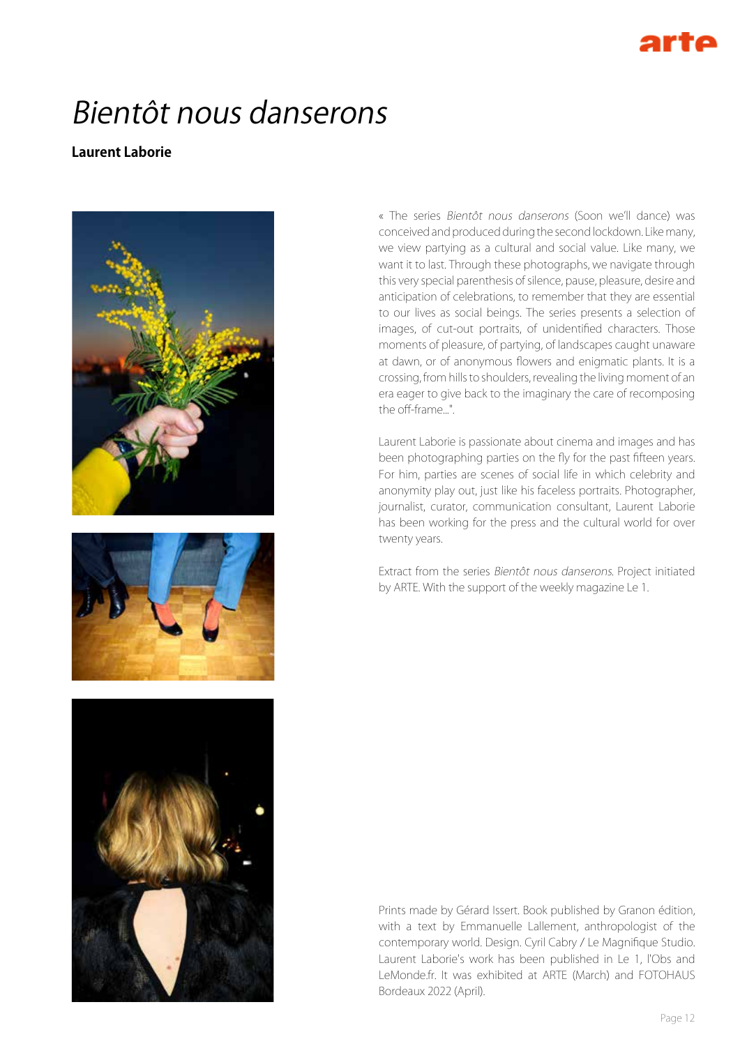# *Bientôt nous danserons*

**Laurent Laborie**

« The series *Bientôt nous danserons* (Soon we'll dance) was conceived and produced during the second lockdown. Like many, we view partying as a cultural and social value. Like many, we want it to last. Through these photographs, we navigate through this very special parenthesis of silence, pause, pleasure, desire and anticipation of celebrations, to remember that they are essential to our lives as social beings. The series presents a selection of images, of cut-out portraits, of unidentified characters. Those moments of pleasure, of partying, of landscapes caught unaware at dawn, or of anonymous flowers and enigmatic plants. It is a crossing, from hills to shoulders, revealing the living moment of an era eager to give back to the imaginary the care of recomposing the off-frame...".

Laurent Laborie is passionate about cinema and images and has been photographing parties on the fly for the past fifteen years. For him, parties are scenes of social life in which celebrity and anonymity play out, just like his faceless portraits. Photographer, journalist, curator, communication consultant, Laurent Laborie has been working for the press and the cultural world for over twenty years.

Extract from the series *Bientôt nous danserons*. Project initiated by ARTE. With the support of the weekly magazine Le 1.

Prints made by Gérard Issert. Book published by Granon édition, with a text by Emmanuelle Lallement, anthropologist of the contemporary world. Design. Cyril Cabry / Le Magnifique Studio. Laurent Laborie's work has been published in Le 1, l'Obs and LeMonde.fr. It was exhibited at ARTE (March) and FOTOHAUS Bordeaux 2022 (April).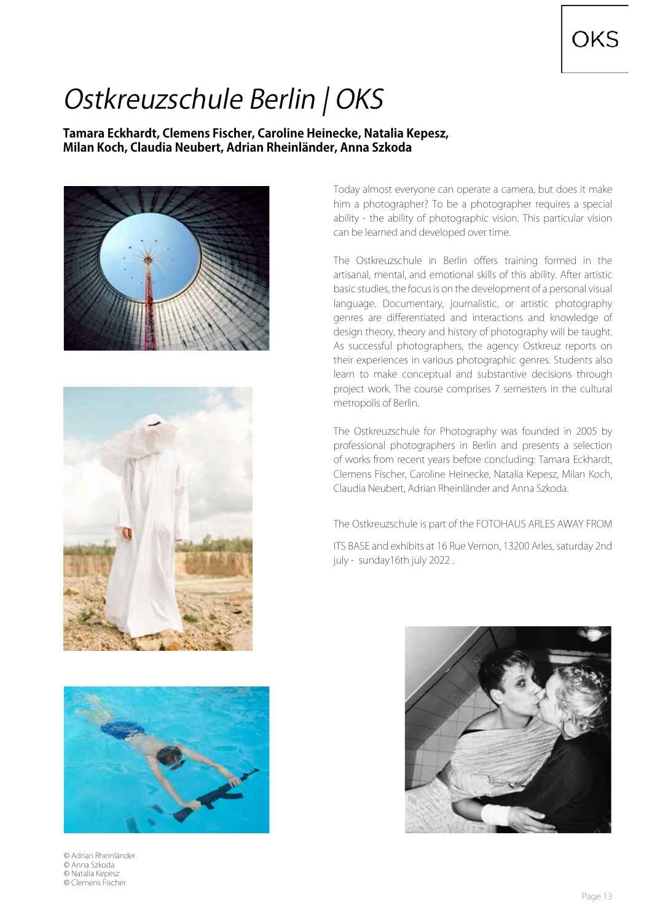# *Ostkreuzschule Berlin | OKS*

**Tamara Eckhardt, Clemens Fischer, Caroline Heinecke, Natalia Kepesz, Milan Koch, Claudia Neubert, Adrian Rheinländer, Anna Szkoda**

Today almost everyone can operate a camera, but does it make him a photographer? To be a photographer requires a special ability - the ability of photographic vision. This particular vision can be learned and developed over time.

The Ostkreuzschule in Berlin offers training formed in the artisanal, mental, and emotional skills of this ability. After artistic basic studies, the focus is on the development of a personal visual language. Documentary, journalistic, or artistic photography genres are differentiated and interactions and knowledge of design theory, theory and history of photography will be taught. As successful photographers, the agency Ostkreuz reports on their experiences in various photographic genres. Students also learn to make conceptual and substantive decisions through project work. The course comprises 7 semesters in the cultural metropolis of Berlin.

The Ostkreuzschule for Photography was founded in 2005 by professional photographers in Berlin and presents a selection of works from recent years before concluding: Tamara Eckhardt, Clemens Fischer, Caroline Heinecke, Natalia Kepesz, Milan Koch, Claudia Neubert, Adrian Rheinländer and Anna Szkoda.

The Ostkreuzschule is part of the FOTOHAUS ARLES AWAY FROM

ITS BASE and exhibits at 16 Rue Vernon, 13200 Arles, saturday 2nd july - sunday16th july 2022 .

© Adrian Rheinländer
© Anna Szkoda
© Natalia Kepesz
© Clemens Fischer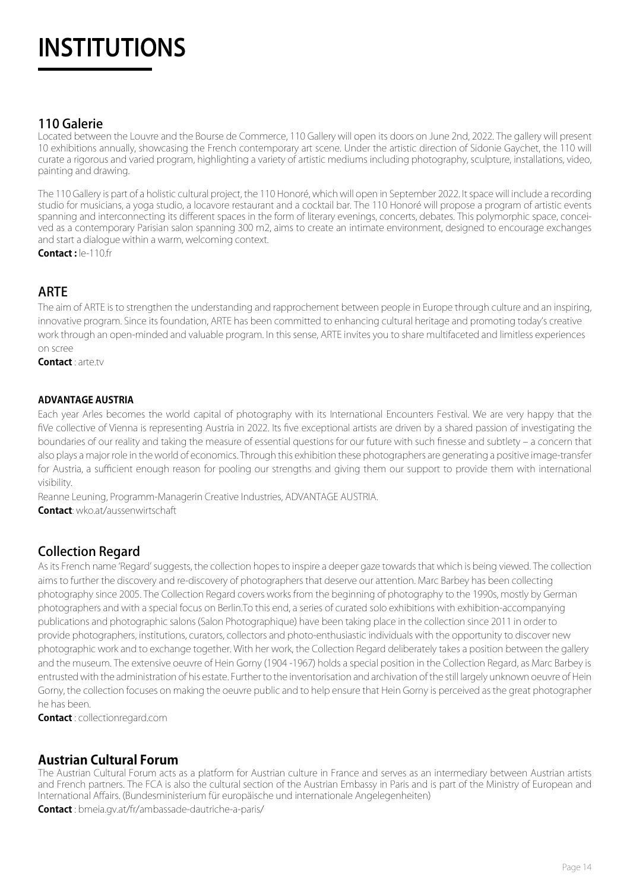# INSTITUTIONS

## 110 Galerie

Located between the Louvre and the Bourse de Commerce, 110 Gallery will open its doors on June 2nd, 2022. The gallery will present 10 exhibitions annually, showcasing the French contemporary art scene. Under the artistic direction of Sidonie Gaychet, the 110 will curate a rigorous and varied program, highlighting a variety of artistic mediums including photography, sculpture, installations, video, painting and drawing.

The 110 Gallery is part of a holistic cultural project, the 110 Honoré, which will open in September 2022. It space will include a recording studio for musicians, a yoga studio, a locavore restaurant and a cocktail bar. The 110 Honoré will propose a program of artistic events spanning and interconnecting its different spaces in the form of literary evenings, concerts, debates. This polymorphic space, conceived as a contemporary Parisian salon spanning 300 m2, aims to create an intimate environment, designed to encourage exchanges and start a dialogue within a warm, welcoming context.

**Contact :** le-110.fr

## ARTE

The aim of ARTE is to strengthen the understanding and rapprochement between people in Europe through culture and an inspiring, innovative program. Since its foundation, ARTE has been committed to enhancing cultural heritage and promoting today's creative work through an open-minded and valuable program. In this sense, ARTE invites you to share multifaceted and limitless experiences on scree

**Contact** : arte.tv

#### ADVANTAGE AUSTRIA

Each year Arles becomes the world capital of photography with its International Encounters Festival. We are very happy that the fiVe collective of Vienna is representing Austria in 2022. Its five exceptional artists are driven by a shared passion of investigating the boundaries of our reality and taking the measure of essential questions for our future with such finesse and subtlety – a concern that also plays a major role in the world of economics. Through this exhibition these photographers are generating a positive image-transfer for Austria, a sufficient enough reason for pooling our strengths and giving them our support to provide them with international visibility.

Reanne Leuning, Programm-Managerin Creative Industries, ADVANTAGE AUSTRIA.

**Contact**: wko.at/aussenwirtschaft

## Collection Regard

As its French name 'Regard' suggests, the collection hopes to inspire a deeper gaze towards that which is being viewed. The collection aims to further the discovery and re-discovery of photographers that deserve our attention. Marc Barbey has been collecting photography since 2005. The Collection Regard covers works from the beginning of photography to the 1990s, mostly by German photographers and with a special focus on Berlin.To this end, a series of curated solo exhibitions with exhibition-accompanying publications and photographic salons (Salon Photographique) have been taking place in the collection since 2011 in order to provide photographers, institutions, curators, collectors and photo-enthusiastic individuals with the opportunity to discover new photographic work and to exchange together. With her work, the Collection Regard deliberately takes a position between the gallery and the museum. The extensive oeuvre of Hein Gorny (1904 -1967) holds a special position in the Collection Regard, as Marc Barbey is entrusted with the administration of his estate. Further to the inventorisation and archivation of the still largely unknown oeuvre of Hein Gorny, the collection focuses on making the oeuvre public and to help ensure that Hein Gorny is perceived as the great photographer he has been.

**Contact** : collectionregard.com

## Austrian Cultural Forum

The Austrian Cultural Forum acts as a platform for Austrian culture in France and serves as an intermediary between Austrian artists and French partners. The FCA is also the cultural section of the Austrian Embassy in Paris and is part of the Ministry of European and International Affairs. (Bundesministerium für europäische und internationale Angelegenheiten)

**Contact** : bmeia.gv.at/fr/ambassade-dautriche-a-paris/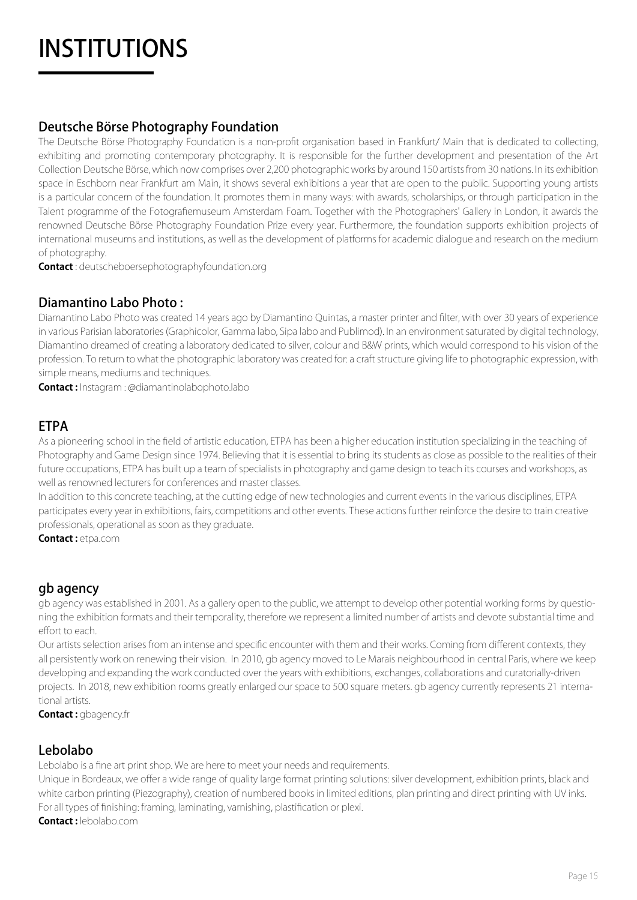# INSTITUTIONS

## Deutsche Börse Photography Foundation

The Deutsche Börse Photography Foundation is a non-profit organisation based in Frankfurt/ Main that is dedicated to collecting, exhibiting and promoting contemporary photography. It is responsible for the further development and presentation of the Art Collection Deutsche Börse, which now comprises over 2,200 photographic works by around 150 artists from 30 nations. In its exhibition space in Eschborn near Frankfurt am Main, it shows several exhibitions a year that are open to the public. Supporting young artists is a particular concern of the foundation. It promotes them in many ways: with awards, scholarships, or through participation in the Talent programme of the Fotografiemuseum Amsterdam Foam. Together with the Photographers' Gallery in London, it awards the renowned Deutsche Börse Photography Foundation Prize every year. Furthermore, the foundation supports exhibition projects of international museums and institutions, as well as the development of platforms for academic dialogue and research on the medium of photography.

**Contact** : deutscheboersephotographyfoundation.org

## Diamantino Labo Photo :

Diamantino Labo Photo was created 14 years ago by Diamantino Quintas, a master printer and filter, with over 30 years of experience in various Parisian laboratories (Graphicolor, Gamma labo, Sipa labo and Publimod). In an environment saturated by digital technology, Diamantino dreamed of creating a laboratory dedicated to silver, colour and B&W prints, which would correspond to his vision of the profession. To return to what the photographic laboratory was created for: a craft structure giving life to photographic expression, with simple means, mediums and techniques.

**Contact :** Instagram : @diamantinolabophoto.labo

## ETPA

As a pioneering school in the field of artistic education, ETPA has been a higher education institution specializing in the teaching of Photography and Game Design since 1974. Believing that it is essential to bring its students as close as possible to the realities of their future occupations, ETPA has built up a team of specialists in photography and game design to teach its courses and workshops, as well as renowned lecturers for conferences and master classes.

In addition to this concrete teaching, at the cutting edge of new technologies and current events in the various disciplines, ETPA participates every year in exhibitions, fairs, competitions and other events. These actions further reinforce the desire to train creative professionals, operational as soon as they graduate.

**Contact :** etpa.com

## gb agency

gb agency was established in 2001. As a gallery open to the public, we attempt to develop other potential working forms by questioning the exhibition formats and their temporality, therefore we represent a limited number of artists and devote substantial time and effort to each.

Our artists selection arises from an intense and specific encounter with them and their works. Coming from different contexts, they all persistently work on renewing their vision. In 2010, gb agency moved to Le Marais neighbourhood in central Paris, where we keep developing and expanding the work conducted over the years with exhibitions, exchanges, collaborations and curatorially-driven projects. In 2018, new exhibition rooms greatly enlarged our space to 500 square meters. gb agency currently represents 21 international artists.

**Contact :** gbagency.fr

## Lebolabo

Lebolabo is a fine art print shop. We are here to meet your needs and requirements.

Unique in Bordeaux, we offer a wide range of quality large format printing solutions: silver development, exhibition prints, black and white carbon printing (Piezography), creation of numbered books in limited editions, plan printing and direct printing with UV inks. For all types of finishing: framing, laminating, varnishing, plastification or plexi.

**Contact :** lebolabo.com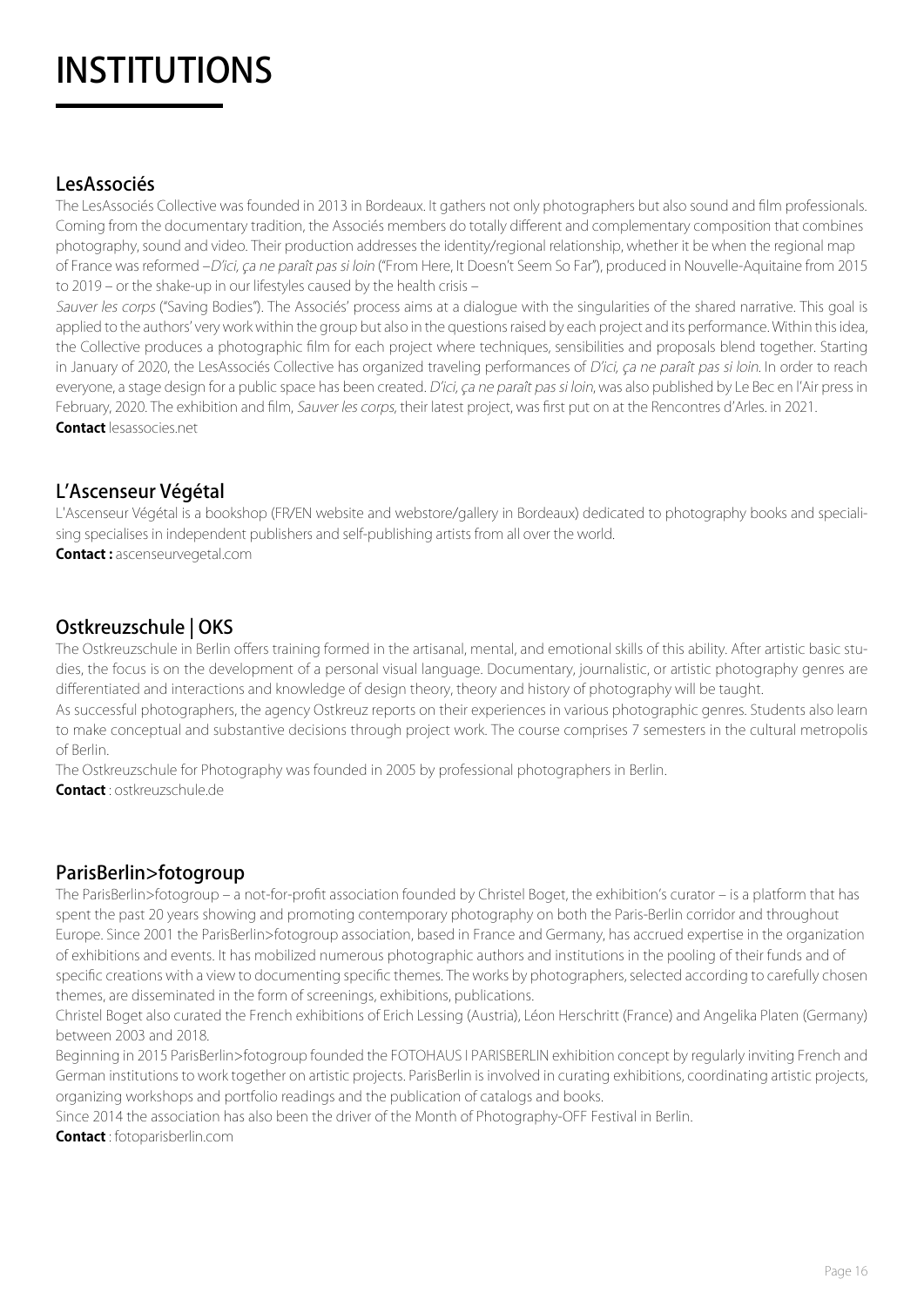# INSTITUTIONS

## LesAssociés

The LesAssociés Collective was founded in 2013 in Bordeaux. It gathers not only photographers but also sound and film professionals. Coming from the documentary tradition, the Associés members do totally different and complementary composition that combines photography, sound and video. Their production addresses the identity/regional relationship, whether it be when the regional map of France was reformed –*D'ici, ça ne paraît pas si loin* ("From Here, It Doesn't Seem So Far"), produced in Nouvelle-Aquitaine from 2015 to 2019 – or the shake-up in our lifestyles caused by the health crisis –

*Sauver les corps* ("Saving Bodies"). The Associés' process aims at a dialogue with the singularities of the shared narrative. This goal is applied to the authors' very work within the group but also in the questions raised by each project and its performance. Within this idea, the Collective produces a photographic film for each project where techniques, sensibilities and proposals blend together. Starting in January of 2020, the LesAssociés Collective has organized traveling performances of *D'ici, ça ne paraît pas si loin*. In order to reach everyone, a stage design for a public space has been created. *D'ici, ça ne paraît pas si loin*, was also published by Le Bec en l'Air press in February, 2020. The exhibition and film, *Sauver les corps*, their latest project, was first put on at the Rencontres d'Arles. in 2021.

**Contact** lesassocies.net

## L'Ascenseur Végétal

L'Ascenseur Végétal is a bookshop (FR/EN website and webstore/gallery in Bordeaux) dedicated to photography books and speciali-sing specialises in independent publishers and self-publishing artists from all over the world.

**Contact :** ascenseurvegetal.com

## Ostkreuzschule | OKS

The Ostkreuzschule in Berlin offers training formed in the artisanal, mental, and emotional skills of this ability. After artistic basic studies, the focus is on the development of a personal visual language. Documentary, journalistic, or artistic photography genres are differentiated and interactions and knowledge of design theory, theory and history of photography will be taught.

As successful photographers, the agency Ostkreuz reports on their experiences in various photographic genres. Students also learn to make conceptual and substantive decisions through project work. The course comprises 7 semesters in the cultural metropolis of Berlin.

The Ostkreuzschule for Photography was founded in 2005 by professional photographers in Berlin.

**Contact** : ostkreuzschule.de

## ParisBerlin>fotogroup

The ParisBerlin>fotogroup – a not-for-profit association founded by Christel Boget, the exhibition's curator – is a platform that has spent the past 20 years showing and promoting contemporary photography on both the Paris-Berlin corridor and throughout Europe. Since 2001 the ParisBerlin>fotogroup association, based in France and Germany, has accrued expertise in the organization of exhibitions and events. It has mobilized numerous photographic authors and institutions in the pooling of their funds and of specific creations with a view to documenting specific themes. The works by photographers, selected according to carefully chosen themes, are disseminated in the form of screenings, exhibitions, publications.

Christel Boget also curated the French exhibitions of Erich Lessing (Austria), Léon Herschritt (France) and Angelika Platen (Germany) between 2003 and 2018.

Beginning in 2015 ParisBerlin>fotogroup founded the FOTOHAUS I PARISBERLIN exhibition concept by regularly inviting French and German institutions to work together on artistic projects. ParisBerlin is involved in curating exhibitions, coordinating artistic projects, organizing workshops and portfolio readings and the publication of catalogs and books.

Since 2014 the association has also been the driver of the Month of Photography-OFF Festival in Berlin.

**Contact** : fotoparisberlin.com